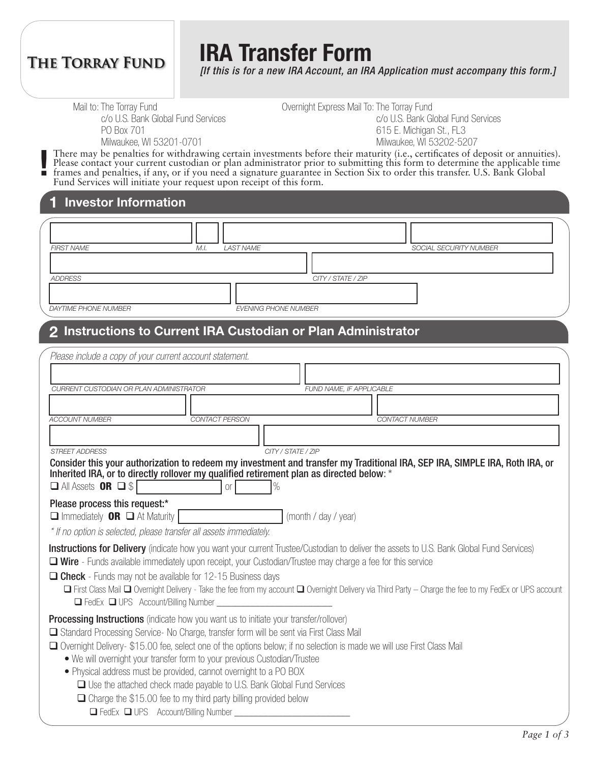**THE TORRAY FUND**

# IRA Transfer Form

***[If this is for a new IRA Account, an IRA Application must accompany this form.]***

Mail to: The Torray Fund
c/o U.S. Bank Global Fund Services
PO Box 701
Milwaukee, WI 53201-0701

Overnight Express Mail To: The Torray Fund
c/o U.S. Bank Global Fund Services
615 E. Michigan St., FL3
Milwaukee, WI 53202-5207

**!** There may be penalties for withdrawing certain investments before their maturity (i.e., certificates of deposit or annuities). Please contact your current custodian or plan administrator prior to submitting this form to determine the applicable time frames and penalties, if any, or if you need a signature guarantee in Section Six to order this transfer. U.S. Bank Global Fund Services will initiate your request upon receipt of this form.

## 1 Investor Information

FIRST NAME ______ M.I. ______ LAST NAME ______ SOCIAL SECURITY NUMBER ______

ADDRESS ______ CITY / STATE / ZIP ______

DAYTIME PHONE NUMBER ______ EVENING PHONE NUMBER ______

## 2 Instructions to Current IRA Custodian or Plan Administrator

*Please include a copy of your current account statement.*

CURRENT CUSTODIAN OR PLAN ADMINISTRATOR ______ FUND NAME, IF APPLICABLE ______

ACCOUNT NUMBER ______ CONTACT PERSON ______ CONTACT NUMBER ______

STREET ADDRESS ______ CITY / STATE / ZIP ______

**Consider this your authorization to redeem my investment and transfer my Traditional IRA, SEP IRA, SIMPLE IRA, Roth IRA, or Inherited IRA, or to directly rollover my qualified retirement plan as directed below:** *

❑ All Assets **OR** ❑ $ ______ or ______ %

**Please process this request:***

❑ Immediately **OR** ❑ At Maturity ______ (month / day / year)

*\* If no option is selected, please transfer all assets immediately.*

**Instructions for Delivery** (indicate how you want your current Trustee/Custodian to deliver the assets to U.S. Bank Global Fund Services)

❑ **Wire** - Funds available immediately upon receipt, your Custodian/Trustee may charge a fee for this service

❑ **Check** - Funds may not be available for 12-15 Business days

- ❑ First Class Mail ❑ Overnight Delivery - Take the fee from my account ❑ Overnight Delivery via Third Party – Charge the fee to my FedEx or UPS account
  - ❑ FedEx ❑ UPS Account/Billing Number ______

**Processing Instructions** (indicate how you want us to initiate your transfer/rollover)

❑ Standard Processing Service- No Charge, transfer form will be sent via First Class Mail

❑ Overnight Delivery- $15.00 fee, select one of the options below; if no selection is made we will use First Class Mail

- We will overnight your transfer form to your previous Custodian/Trustee
- Physical address must be provided, cannot overnight to a PO BOX
  - ❑ Use the attached check made payable to U.S. Bank Global Fund Services
  - ❑ Charge the $15.00 fee to my third party billing provided below
    - ❑ FedEx ❑ UPS Account/Billing Number ______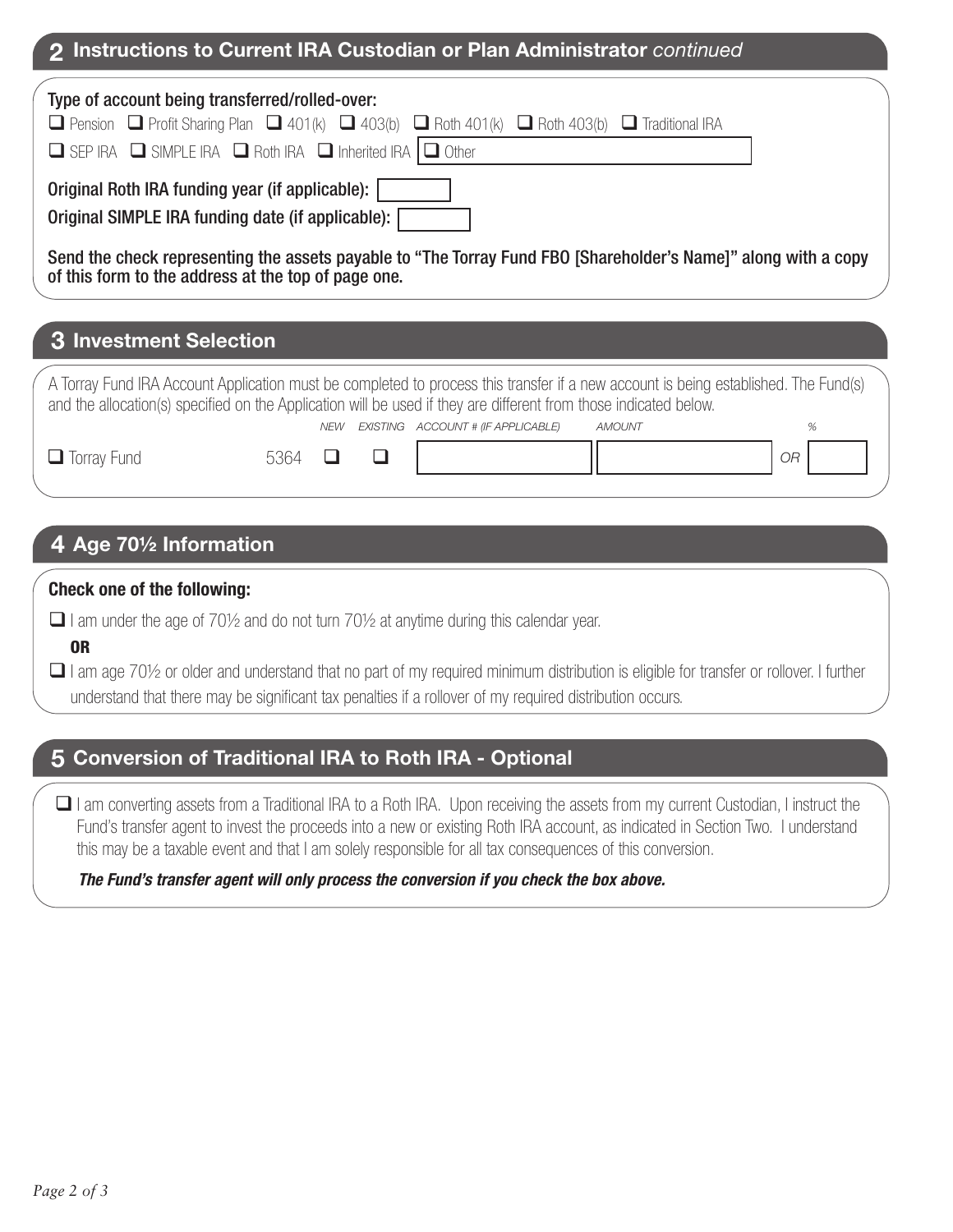## 2 Instructions to Current IRA Custodian or Plan Administrator *continued*

**Type of account being transferred/rolled-over:**

☐ Pension ☐ Profit Sharing Plan ☐ 401(k) ☐ 403(b) ☐ Roth 401(k) ☐ Roth 403(b) ☐ Traditional IRA

☐ SEP IRA ☐ SIMPLE IRA ☐ Roth IRA ☐ Inherited IRA ☐ Other \_\_\_\_\_\_\_\_\_\_

**Original Roth IRA funding year (if applicable):** \_\_\_\_\_\_\_\_

**Original SIMPLE IRA funding date (if applicable):** \_\_\_\_\_\_\_\_

**Send the check representing the assets payable to "The Torray Fund FBO [Shareholder's Name]" along with a copy of this form to the address at the top of page one.**

## 3 Investment Selection

A Torray Fund IRA Account Application must be completed to process this transfer if a new account is being established. The Fund(s) and the allocation(s) specified on the Application will be used if they are different from those indicated below.

| | | NEW | EXISTING | ACCOUNT # (IF APPLICABLE) | AMOUNT | | % |
|---|---|---|---|---|---|---|---|
| ☐ Torray Fund | 5364 | ☐ | ☐ | | | OR | |

## 4 Age 70½ Information

**Check one of the following:**

☐ I am under the age of 70½ and do not turn 70½ at anytime during this calendar year.

**OR**

☐ I am age 70½ or older and understand that no part of my required minimum distribution is eligible for transfer or rollover. I further understand that there may be significant tax penalties if a rollover of my required distribution occurs.

## 5 Conversion of Traditional IRA to Roth IRA - Optional

☐ I am converting assets from a Traditional IRA to a Roth IRA. Upon receiving the assets from my current Custodian, I instruct the Fund's transfer agent to invest the proceeds into a new or existing Roth IRA account, as indicated in Section Two. I understand this may be a taxable event and that I am solely responsible for all tax consequences of this conversion.

***The Fund's transfer agent will only process the conversion if you check the box above.***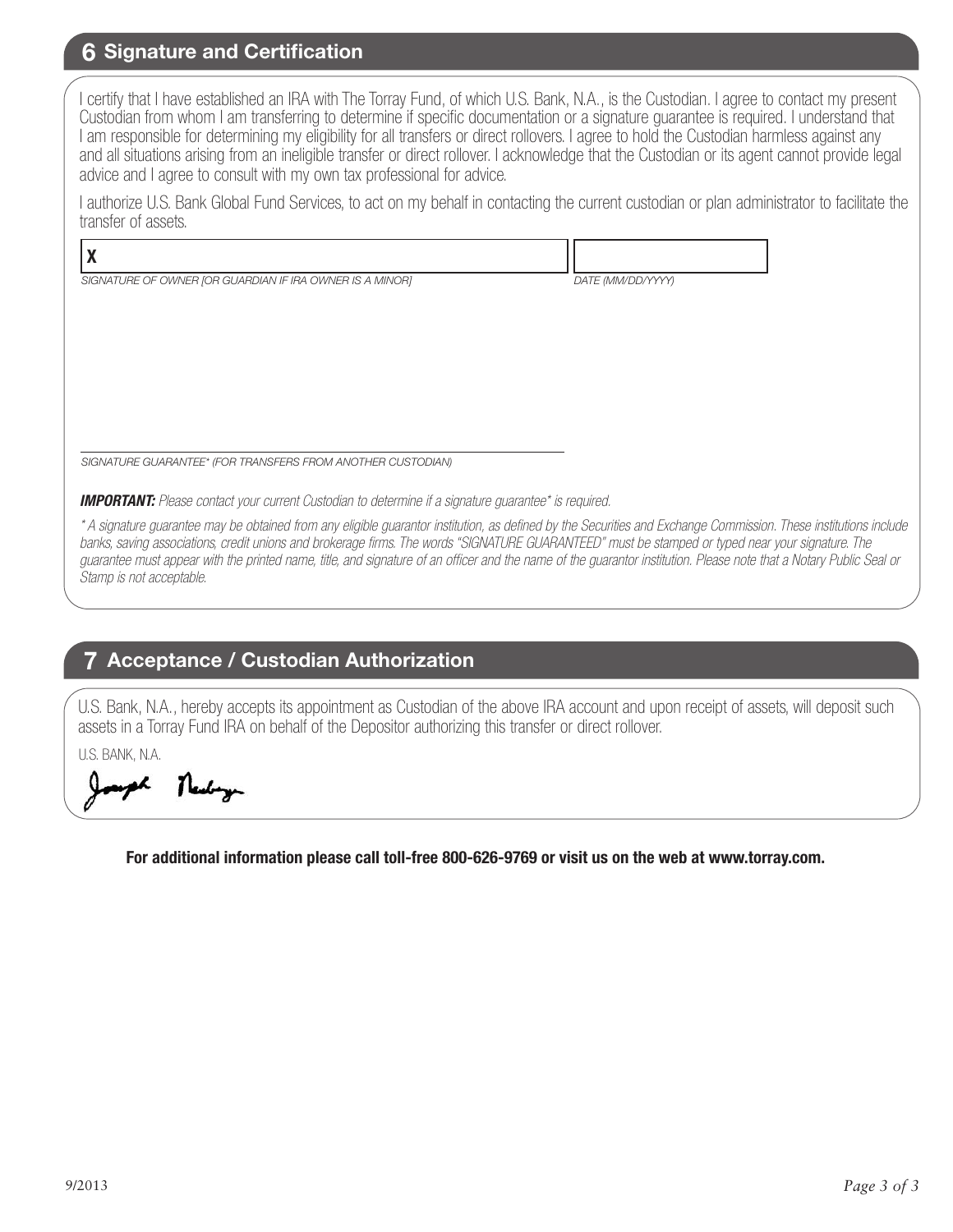## 6 Signature and Certification

I certify that I have established an IRA with The Torray Fund, of which U.S. Bank, N.A., is the Custodian. I agree to contact my present Custodian from whom I am transferring to determine if specific documentation or a signature guarantee is required. I understand that I am responsible for determining my eligibility for all transfers or direct rollovers. I agree to hold the Custodian harmless against any and all situations arising from an ineligible transfer or direct rollover. I acknowledge that the Custodian or its agent cannot provide legal advice and I agree to consult with my own tax professional for advice.

I authorize U.S. Bank Global Fund Services, to act on my behalf in contacting the current custodian or plan administrator to facilitate the transfer of assets.

X

*SIGNATURE OF OWNER [OR GUARDIAN IF IRA OWNER IS A MINOR]* *DATE (MM/DD/YYYY)*

*SIGNATURE GUARANTEE\* (FOR TRANSFERS FROM ANOTHER CUSTODIAN)*

***IMPORTANT:*** *Please contact your current Custodian to determine if a signature guarantee\* is required.*

*\* A signature guarantee may be obtained from any eligible guarantor institution, as defined by the Securities and Exchange Commission. These institutions include banks, saving associations, credit unions and brokerage firms. The words "SIGNATURE GUARANTEED" must be stamped or typed near your signature. The guarantee must appear with the printed name, title, and signature of an officer and the name of the guarantor institution. Please note that a Notary Public Seal or Stamp is not acceptable.*

## 7 Acceptance / Custodian Authorization

U.S. Bank, N.A., hereby accepts its appointment as Custodian of the above IRA account and upon receipt of assets, will deposit such assets in a Torray Fund IRA on behalf of the Depositor authorizing this transfer or direct rollover.

U.S. BANK, N.A.

Joseph Neuberger

**For additional information please call toll-free 800-626-9769 or visit us on the web at www.torray.com.**

9/2013